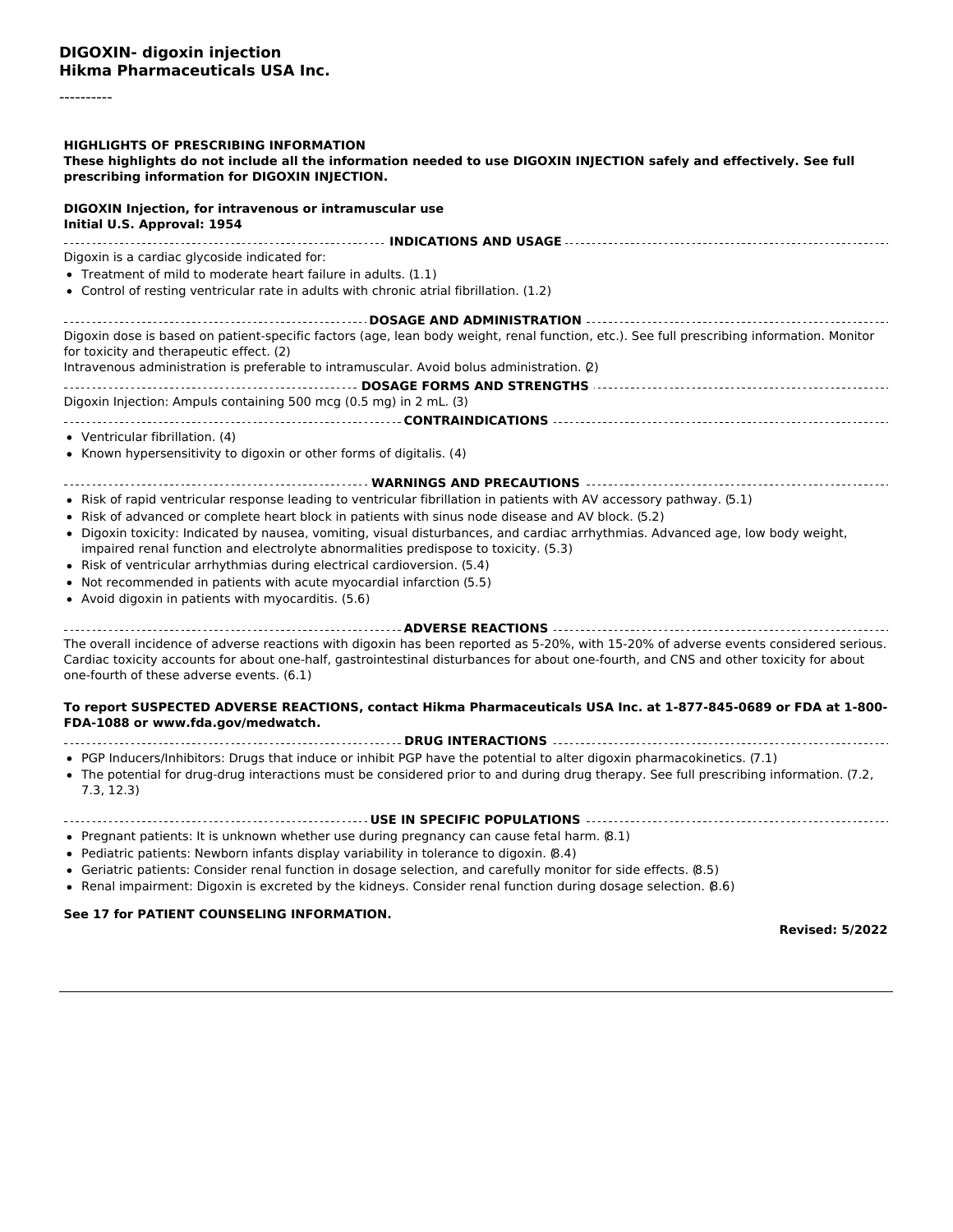**DIGOXIN- digoxin injection**
**Hikma Pharmaceuticals USA Inc.**

----------

**HIGHLIGHTS OF PRESCRIBING INFORMATION**
**These highlights do not include all the information needed to use DIGOXIN INJECTION safely and effectively. See full prescribing information for DIGOXIN INJECTION.**

**DIGOXIN Injection, for intravenous or intramuscular use**
**Initial U.S. Approval: 1954**

**INDICATIONS AND USAGE**

Digoxin is a cardiac glycoside indicated for:

- Treatment of mild to moderate heart failure in adults. (1.1)
- Control of resting ventricular rate in adults with chronic atrial fibrillation. (1.2)

**DOSAGE AND ADMINISTRATION**

Digoxin dose is based on patient-specific factors (age, lean body weight, renal function, etc.). See full prescribing information. Monitor for toxicity and therapeutic effect. (2)
Intravenous administration is preferable to intramuscular. Avoid bolus administration. (2)

**DOSAGE FORMS AND STRENGTHS**

Digoxin Injection: Ampuls containing 500 mcg (0.5 mg) in 2 mL. (3)

**CONTRAINDICATIONS**

- Ventricular fibrillation. (4)
- Known hypersensitivity to digoxin or other forms of digitalis. (4)

**WARNINGS AND PRECAUTIONS**

- Risk of rapid ventricular response leading to ventricular fibrillation in patients with AV accessory pathway. (5.1)
- Risk of advanced or complete heart block in patients with sinus node disease and AV block. (5.2)
- Digoxin toxicity: Indicated by nausea, vomiting, visual disturbances, and cardiac arrhythmias. Advanced age, low body weight, impaired renal function and electrolyte abnormalities predispose to toxicity. (5.3)
- Risk of ventricular arrhythmias during electrical cardioversion. (5.4)
- Not recommended in patients with acute myocardial infarction (5.5)
- Avoid digoxin in patients with myocarditis. (5.6)

**ADVERSE REACTIONS**

The overall incidence of adverse reactions with digoxin has been reported as 5-20%, with 15-20% of adverse events considered serious. Cardiac toxicity accounts for about one-half, gastrointestinal disturbances for about one-fourth, and CNS and other toxicity for about one-fourth of these adverse events. (6.1)

**To report SUSPECTED ADVERSE REACTIONS, contact Hikma Pharmaceuticals USA Inc. at 1-877-845-0689 or FDA at 1-800-FDA-1088 or www.fda.gov/medwatch.**

**DRUG INTERACTIONS**

- PGP Inducers/Inhibitors: Drugs that induce or inhibit PGP have the potential to alter digoxin pharmacokinetics. (7.1)
- The potential for drug-drug interactions must be considered prior to and during drug therapy. See full prescribing information. (7.2, 7.3, 12.3)

**USE IN SPECIFIC POPULATIONS**

- Pregnant patients: It is unknown whether use during pregnancy can cause fetal harm. (8.1)
- Pediatric patients: Newborn infants display variability in tolerance to digoxin. (8.4)
- Geriatric patients: Consider renal function in dosage selection, and carefully monitor for side effects. (8.5)
- Renal impairment: Digoxin is excreted by the kidneys. Consider renal function during dosage selection. (8.6)

**See 17 for PATIENT COUNSELING INFORMATION.**

**Revised: 5/2022**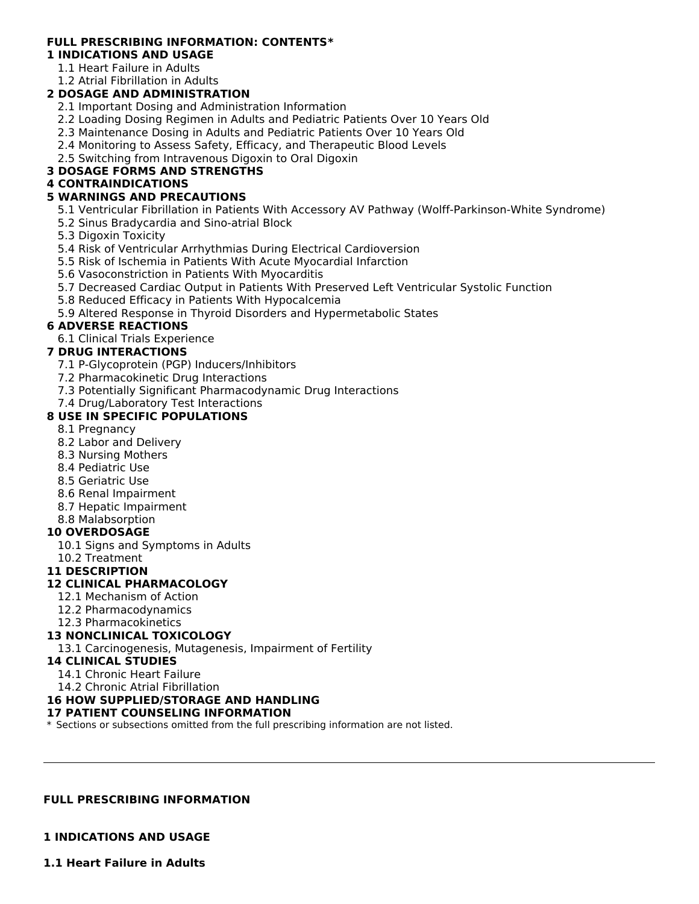**FULL PRESCRIBING INFORMATION: CONTENTS***

**1 INDICATIONS AND USAGE**
- 1.1 Heart Failure in Adults
- 1.2 Atrial Fibrillation in Adults

**2 DOSAGE AND ADMINISTRATION**
- 2.1 Important Dosing and Administration Information
- 2.2 Loading Dosing Regimen in Adults and Pediatric Patients Over 10 Years Old
- 2.3 Maintenance Dosing in Adults and Pediatric Patients Over 10 Years Old
- 2.4 Monitoring to Assess Safety, Efficacy, and Therapeutic Blood Levels
- 2.5 Switching from Intravenous Digoxin to Oral Digoxin

**3 DOSAGE FORMS AND STRENGTHS**

**4 CONTRAINDICATIONS**

**5 WARNINGS AND PRECAUTIONS**
- 5.1 Ventricular Fibrillation in Patients With Accessory AV Pathway (Wolff-Parkinson-White Syndrome)
- 5.2 Sinus Bradycardia and Sino-atrial Block
- 5.3 Digoxin Toxicity
- 5.4 Risk of Ventricular Arrhythmias During Electrical Cardioversion
- 5.5 Risk of Ischemia in Patients With Acute Myocardial Infarction
- 5.6 Vasoconstriction in Patients With Myocarditis
- 5.7 Decreased Cardiac Output in Patients With Preserved Left Ventricular Systolic Function
- 5.8 Reduced Efficacy in Patients With Hypocalcemia
- 5.9 Altered Response in Thyroid Disorders and Hypermetabolic States

**6 ADVERSE REACTIONS**
- 6.1 Clinical Trials Experience

**7 DRUG INTERACTIONS**
- 7.1 P-Glycoprotein (PGP) Inducers/Inhibitors
- 7.2 Pharmacokinetic Drug Interactions
- 7.3 Potentially Significant Pharmacodynamic Drug Interactions
- 7.4 Drug/Laboratory Test Interactions

**8 USE IN SPECIFIC POPULATIONS**
- 8.1 Pregnancy
- 8.2 Labor and Delivery
- 8.3 Nursing Mothers
- 8.4 Pediatric Use
- 8.5 Geriatric Use
- 8.6 Renal Impairment
- 8.7 Hepatic Impairment
- 8.8 Malabsorption

**10 OVERDOSAGE**
- 10.1 Signs and Symptoms in Adults
- 10.2 Treatment

**11 DESCRIPTION**

**12 CLINICAL PHARMACOLOGY**
- 12.1 Mechanism of Action
- 12.2 Pharmacodynamics
- 12.3 Pharmacokinetics

**13 NONCLINICAL TOXICOLOGY**
- 13.1 Carcinogenesis, Mutagenesis, Impairment of Fertility

**14 CLINICAL STUDIES**
- 14.1 Chronic Heart Failure
- 14.2 Chronic Atrial Fibrillation

**16 HOW SUPPLIED/STORAGE AND HANDLING**

**17 PATIENT COUNSELING INFORMATION**

* Sections or subsections omitted from the full prescribing information are not listed.

---

# FULL PRESCRIBING INFORMATION

## 1 INDICATIONS AND USAGE

### 1.1 Heart Failure in Adults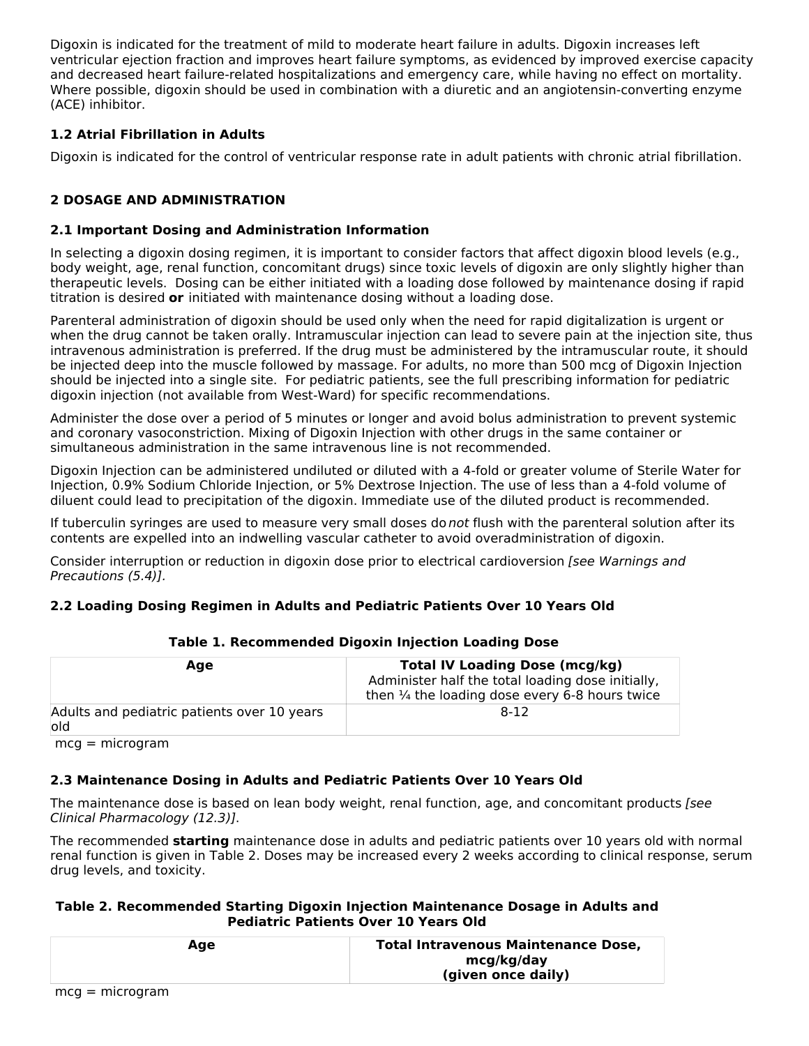Digoxin is indicated for the treatment of mild to moderate heart failure in adults. Digoxin increases left ventricular ejection fraction and improves heart failure symptoms, as evidenced by improved exercise capacity and decreased heart failure-related hospitalizations and emergency care, while having no effect on mortality. Where possible, digoxin should be used in combination with a diuretic and an angiotensin-converting enzyme (ACE) inhibitor.

### 1.2 Atrial Fibrillation in Adults

Digoxin is indicated for the control of ventricular response rate in adult patients with chronic atrial fibrillation.

## 2 DOSAGE AND ADMINISTRATION

### 2.1 Important Dosing and Administration Information

In selecting a digoxin dosing regimen, it is important to consider factors that affect digoxin blood levels (e.g., body weight, age, renal function, concomitant drugs) since toxic levels of digoxin are only slightly higher than therapeutic levels. Dosing can be either initiated with a loading dose followed by maintenance dosing if rapid titration is desired **or** initiated with maintenance dosing without a loading dose.

Parenteral administration of digoxin should be used only when the need for rapid digitalization is urgent or when the drug cannot be taken orally. Intramuscular injection can lead to severe pain at the injection site, thus intravenous administration is preferred. If the drug must be administered by the intramuscular route, it should be injected deep into the muscle followed by massage. For adults, no more than 500 mcg of Digoxin Injection should be injected into a single site. For pediatric patients, see the full prescribing information for pediatric digoxin injection (not available from West-Ward) for specific recommendations.

Administer the dose over a period of 5 minutes or longer and avoid bolus administration to prevent systemic and coronary vasoconstriction. Mixing of Digoxin Injection with other drugs in the same container or simultaneous administration in the same intravenous line is not recommended.

Digoxin Injection can be administered undiluted or diluted with a 4-fold or greater volume of Sterile Water for Injection, 0.9% Sodium Chloride Injection, or 5% Dextrose Injection. The use of less than a 4-fold volume of diluent could lead to precipitation of the digoxin. Immediate use of the diluted product is recommended.

If tuberculin syringes are used to measure very small doses do *not* flush with the parenteral solution after its contents are expelled into an indwelling vascular catheter to avoid overadministration of digoxin.

Consider interruption or reduction in digoxin dose prior to electrical cardioversion *[see Warnings and Precautions (5.4)]*.

### 2.2 Loading Dosing Regimen in Adults and Pediatric Patients Over 10 Years Old

**Table 1. Recommended Digoxin Injection Loading Dose**

| Age | **Total IV Loading Dose (mcg/kg)** Administer half the total loading dose initially, then ¼ the loading dose every 6-8 hours twice |
|---|---|
| Adults and pediatric patients over 10 years old | 8-12 |

mcg = microgram

### 2.3 Maintenance Dosing in Adults and Pediatric Patients Over 10 Years Old

The maintenance dose is based on lean body weight, renal function, age, and concomitant products *[see Clinical Pharmacology (12.3)]*.

The recommended **starting** maintenance dose in adults and pediatric patients over 10 years old with normal renal function is given in Table 2. Doses may be increased every 2 weeks according to clinical response, serum drug levels, and toxicity.

**Table 2. Recommended Starting Digoxin Injection Maintenance Dosage in Adults and Pediatric Patients Over 10 Years Old**

| Age | Total Intravenous Maintenance Dose, mcg/kg/day (given once daily) |
|---|---|

mcg = microgram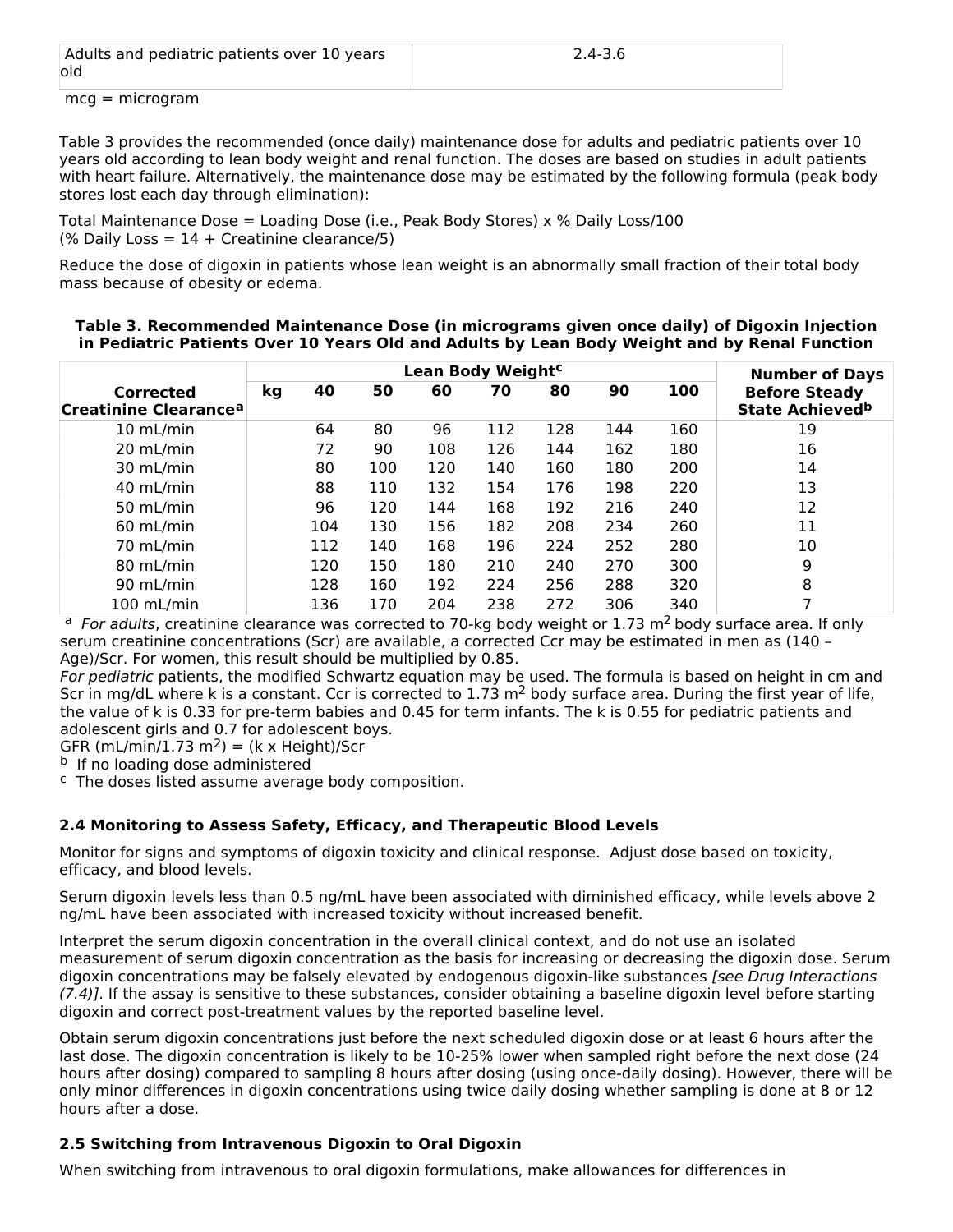| Adults and pediatric patients over 10 years old | 2.4-3.6 |
|---|---|

mcg = microgram

Table 3 provides the recommended (once daily) maintenance dose for adults and pediatric patients over 10 years old according to lean body weight and renal function. The doses are based on studies in adult patients with heart failure. Alternatively, the maintenance dose may be estimated by the following formula (peak body stores lost each day through elimination):

Total Maintenance Dose = Loading Dose (i.e., Peak Body Stores) x % Daily Loss/100
(% Daily Loss = 14 + Creatinine clearance/5)

Reduce the dose of digoxin in patients whose lean weight is an abnormally small fraction of their total body mass because of obesity or edema.

**Table 3. Recommended Maintenance Dose (in micrograms given once daily) of Digoxin Injection in Pediatric Patients Over 10 Years Old and Adults by Lean Body Weight and by Renal Function**

| Corrected Creatinine Clearance[a] | Lean Body Weight[c] | | | | | | | | Number of Days Before Steady State Achieved[b] |
|---|---|---|---|---|---|---|---|---|---|
| | kg | 40 | 50 | 60 | 70 | 80 | 90 | 100 | |
| 10 mL/min | | 64 | 80 | 96 | 112 | 128 | 144 | 160 | 19 |
| 20 mL/min | | 72 | 90 | 108 | 126 | 144 | 162 | 180 | 16 |
| 30 mL/min | | 80 | 100 | 120 | 140 | 160 | 180 | 200 | 14 |
| 40 mL/min | | 88 | 110 | 132 | 154 | 176 | 198 | 220 | 13 |
| 50 mL/min | | 96 | 120 | 144 | 168 | 192 | 216 | 240 | 12 |
| 60 mL/min | | 104 | 130 | 156 | 182 | 208 | 234 | 260 | 11 |
| 70 mL/min | | 112 | 140 | 168 | 196 | 224 | 252 | 280 | 10 |
| 80 mL/min | | 120 | 150 | 180 | 210 | 240 | 270 | 300 | 9 |
| 90 mL/min | | 128 | 160 | 192 | 224 | 256 | 288 | 320 | 8 |
| 100 mL/min | | 136 | 170 | 204 | 238 | 272 | 306 | 340 | 7 |

[a] *For adults*, creatinine clearance was corrected to 70-kg body weight or 1.73 $m^2$ body surface area. If only serum creatinine concentrations (Scr) are available, a corrected Ccr may be estimated in men as (140 – Age)/Scr. For women, this result should be multiplied by 0.85.
*For pediatric* patients, the modified Schwartz equation may be used. The formula is based on height in cm and Scr in mg/dL where k is a constant. Ccr is corrected to 1.73 $m^2$ body surface area. During the first year of life, the value of k is 0.33 for pre-term babies and 0.45 for term infants. The k is 0.55 for pediatric patients and adolescent girls and 0.7 for adolescent boys.
GFR (mL/min/1.73 $m^2$) = (k x Height)/Scr
[b] If no loading dose administered
[c] The doses listed assume average body composition.

### 2.4 Monitoring to Assess Safety, Efficacy, and Therapeutic Blood Levels

Monitor for signs and symptoms of digoxin toxicity and clinical response. Adjust dose based on toxicity, efficacy, and blood levels.

Serum digoxin levels less than 0.5 ng/mL have been associated with diminished efficacy, while levels above 2 ng/mL have been associated with increased toxicity without increased benefit.

Interpret the serum digoxin concentration in the overall clinical context, and do not use an isolated measurement of serum digoxin concentration as the basis for increasing or decreasing the digoxin dose. Serum digoxin concentrations may be falsely elevated by endogenous digoxin-like substances *[see Drug Interactions (7.4)]*. If the assay is sensitive to these substances, consider obtaining a baseline digoxin level before starting digoxin and correct post-treatment values by the reported baseline level.

Obtain serum digoxin concentrations just before the next scheduled digoxin dose or at least 6 hours after the last dose. The digoxin concentration is likely to be 10-25% lower when sampled right before the next dose (24 hours after dosing) compared to sampling 8 hours after dosing (using once-daily dosing). However, there will be only minor differences in digoxin concentrations using twice daily dosing whether sampling is done at 8 or 12 hours after a dose.

### 2.5 Switching from Intravenous Digoxin to Oral Digoxin

When switching from intravenous to oral digoxin formulations, make allowances for differences in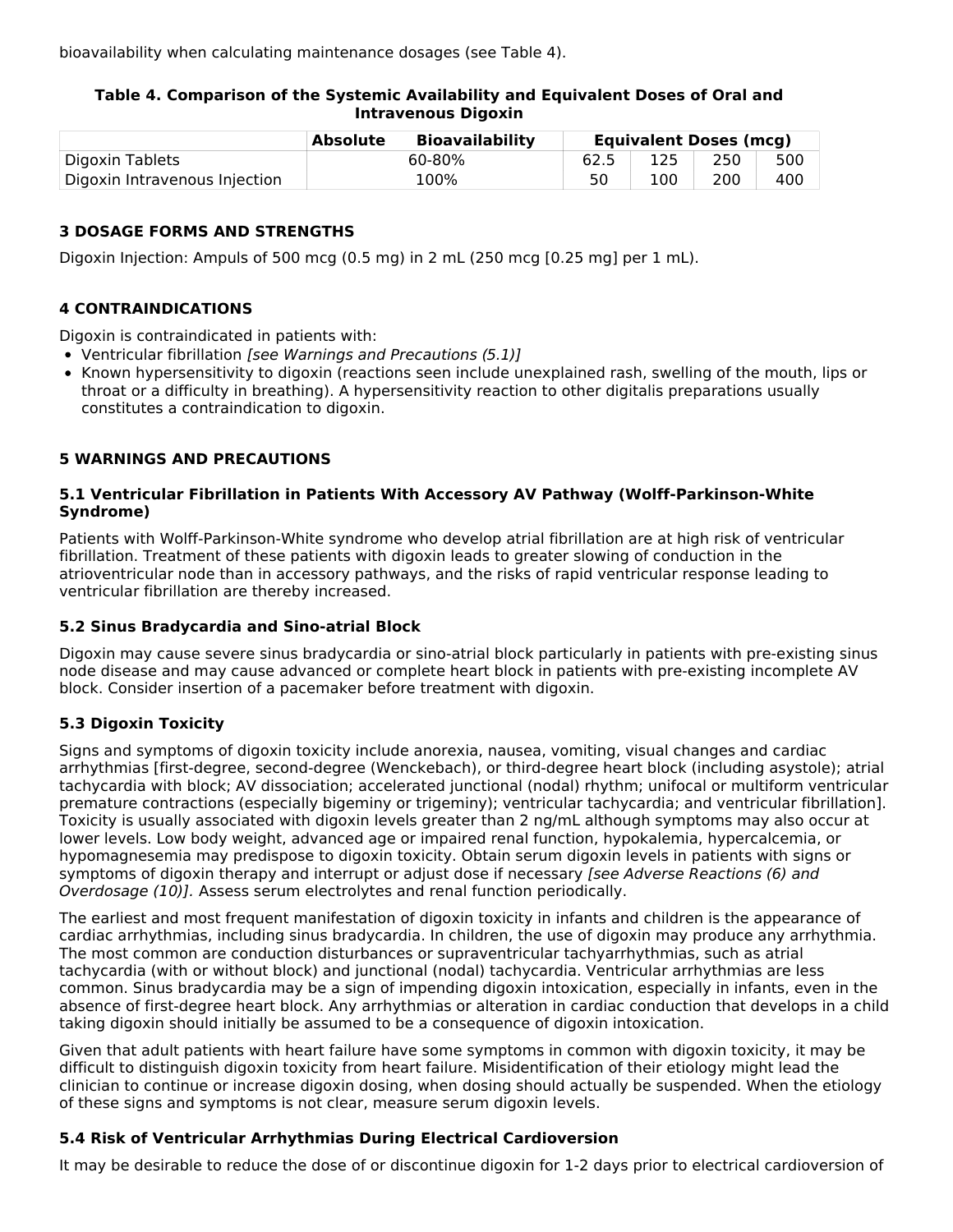bioavailability when calculating maintenance dosages (see Table 4).

**Table 4. Comparison of the Systemic Availability and Equivalent Doses of Oral and Intravenous Digoxin**

| | Absolute Bioavailability | Equivalent Doses (mcg) | | | |
|---|---|---|---|---|---|
| Digoxin Tablets | 60-80% | 62.5 | 125 | 250 | 500 |
| Digoxin Intravenous Injection | 100% | 50 | 100 | 200 | 400 |

### 3 DOSAGE FORMS AND STRENGTHS

Digoxin Injection: Ampuls of 500 mcg (0.5 mg) in 2 mL (250 mcg [0.25 mg] per 1 mL).

### 4 CONTRAINDICATIONS

Digoxin is contraindicated in patients with:

- Ventricular fibrillation *[see Warnings and Precautions (5.1)]*
- Known hypersensitivity to digoxin (reactions seen include unexplained rash, swelling of the mouth, lips or throat or a difficulty in breathing). A hypersensitivity reaction to other digitalis preparations usually constitutes a contraindication to digoxin.

### 5 WARNINGS AND PRECAUTIONS

#### 5.1 Ventricular Fibrillation in Patients With Accessory AV Pathway (Wolff-Parkinson-White Syndrome)

Patients with Wolff-Parkinson-White syndrome who develop atrial fibrillation are at high risk of ventricular fibrillation. Treatment of these patients with digoxin leads to greater slowing of conduction in the atrioventricular node than in accessory pathways, and the risks of rapid ventricular response leading to ventricular fibrillation are thereby increased.

#### 5.2 Sinus Bradycardia and Sino-atrial Block

Digoxin may cause severe sinus bradycardia or sino-atrial block particularly in patients with pre-existing sinus node disease and may cause advanced or complete heart block in patients with pre-existing incomplete AV block. Consider insertion of a pacemaker before treatment with digoxin.

#### 5.3 Digoxin Toxicity

Signs and symptoms of digoxin toxicity include anorexia, nausea, vomiting, visual changes and cardiac arrhythmias [first-degree, second-degree (Wenckebach), or third-degree heart block (including asystole); atrial tachycardia with block; AV dissociation; accelerated junctional (nodal) rhythm; unifocal or multiform ventricular premature contractions (especially bigeminy or trigeminy); ventricular tachycardia; and ventricular fibrillation]. Toxicity is usually associated with digoxin levels greater than 2 ng/mL although symptoms may also occur at lower levels. Low body weight, advanced age or impaired renal function, hypokalemia, hypercalcemia, or hypomagnesemia may predispose to digoxin toxicity. Obtain serum digoxin levels in patients with signs or symptoms of digoxin therapy and interrupt or adjust dose if necessary *[see Adverse Reactions (6) and Overdosage (10)].* Assess serum electrolytes and renal function periodically.

The earliest and most frequent manifestation of digoxin toxicity in infants and children is the appearance of cardiac arrhythmias, including sinus bradycardia. In children, the use of digoxin may produce any arrhythmia. The most common are conduction disturbances or supraventricular tachyarrhythmias, such as atrial tachycardia (with or without block) and junctional (nodal) tachycardia. Ventricular arrhythmias are less common. Sinus bradycardia may be a sign of impending digoxin intoxication, especially in infants, even in the absence of first-degree heart block. Any arrhythmias or alteration in cardiac conduction that develops in a child taking digoxin should initially be assumed to be a consequence of digoxin intoxication.

Given that adult patients with heart failure have some symptoms in common with digoxin toxicity, it may be difficult to distinguish digoxin toxicity from heart failure. Misidentification of their etiology might lead the clinician to continue or increase digoxin dosing, when dosing should actually be suspended. When the etiology of these signs and symptoms is not clear, measure serum digoxin levels.

#### 5.4 Risk of Ventricular Arrhythmias During Electrical Cardioversion

It may be desirable to reduce the dose of or discontinue digoxin for 1-2 days prior to electrical cardioversion of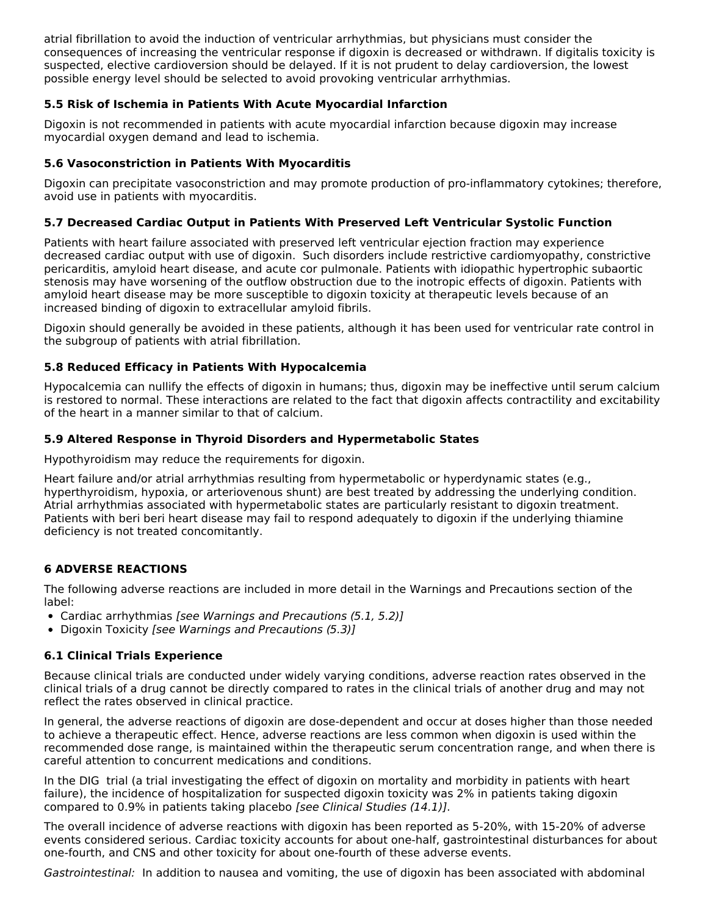atrial fibrillation to avoid the induction of ventricular arrhythmias, but physicians must consider the consequences of increasing the ventricular response if digoxin is decreased or withdrawn. If digitalis toxicity is suspected, elective cardioversion should be delayed. If it is not prudent to delay cardioversion, the lowest possible energy level should be selected to avoid provoking ventricular arrhythmias.

### 5.5 Risk of Ischemia in Patients With Acute Myocardial Infarction

Digoxin is not recommended in patients with acute myocardial infarction because digoxin may increase myocardial oxygen demand and lead to ischemia.

### 5.6 Vasoconstriction in Patients With Myocarditis

Digoxin can precipitate vasoconstriction and may promote production of pro-inflammatory cytokines; therefore, avoid use in patients with myocarditis.

### 5.7 Decreased Cardiac Output in Patients With Preserved Left Ventricular Systolic Function

Patients with heart failure associated with preserved left ventricular ejection fraction may experience decreased cardiac output with use of digoxin. Such disorders include restrictive cardiomyopathy, constrictive pericarditis, amyloid heart disease, and acute cor pulmonale. Patients with idiopathic hypertrophic subaortic stenosis may have worsening of the outflow obstruction due to the inotropic effects of digoxin. Patients with amyloid heart disease may be more susceptible to digoxin toxicity at therapeutic levels because of an increased binding of digoxin to extracellular amyloid fibrils.

Digoxin should generally be avoided in these patients, although it has been used for ventricular rate control in the subgroup of patients with atrial fibrillation.

### 5.8 Reduced Efficacy in Patients With Hypocalcemia

Hypocalcemia can nullify the effects of digoxin in humans; thus, digoxin may be ineffective until serum calcium is restored to normal. These interactions are related to the fact that digoxin affects contractility and excitability of the heart in a manner similar to that of calcium.

### 5.9 Altered Response in Thyroid Disorders and Hypermetabolic States

Hypothyroidism may reduce the requirements for digoxin.

Heart failure and/or atrial arrhythmias resulting from hypermetabolic or hyperdynamic states (e.g., hyperthyroidism, hypoxia, or arteriovenous shunt) are best treated by addressing the underlying condition. Atrial arrhythmias associated with hypermetabolic states are particularly resistant to digoxin treatment. Patients with beri beri heart disease may fail to respond adequately to digoxin if the underlying thiamine deficiency is not treated concomitantly.

## 6 ADVERSE REACTIONS

The following adverse reactions are included in more detail in the Warnings and Precautions section of the label:

- Cardiac arrhythmias *[see Warnings and Precautions (5.1, 5.2)]*
- Digoxin Toxicity *[see Warnings and Precautions (5.3)]*

### 6.1 Clinical Trials Experience

Because clinical trials are conducted under widely varying conditions, adverse reaction rates observed in the clinical trials of a drug cannot be directly compared to rates in the clinical trials of another drug and may not reflect the rates observed in clinical practice.

In general, the adverse reactions of digoxin are dose-dependent and occur at doses higher than those needed to achieve a therapeutic effect. Hence, adverse reactions are less common when digoxin is used within the recommended dose range, is maintained within the therapeutic serum concentration range, and when there is careful attention to concurrent medications and conditions.

In the DIG trial (a trial investigating the effect of digoxin on mortality and morbidity in patients with heart failure), the incidence of hospitalization for suspected digoxin toxicity was 2% in patients taking digoxin compared to 0.9% in patients taking placebo *[see Clinical Studies (14.1)]*.

The overall incidence of adverse reactions with digoxin has been reported as 5-20%, with 15-20% of adverse events considered serious. Cardiac toxicity accounts for about one-half, gastrointestinal disturbances for about one-fourth, and CNS and other toxicity for about one-fourth of these adverse events.

*Gastrointestinal:* In addition to nausea and vomiting, the use of digoxin has been associated with abdominal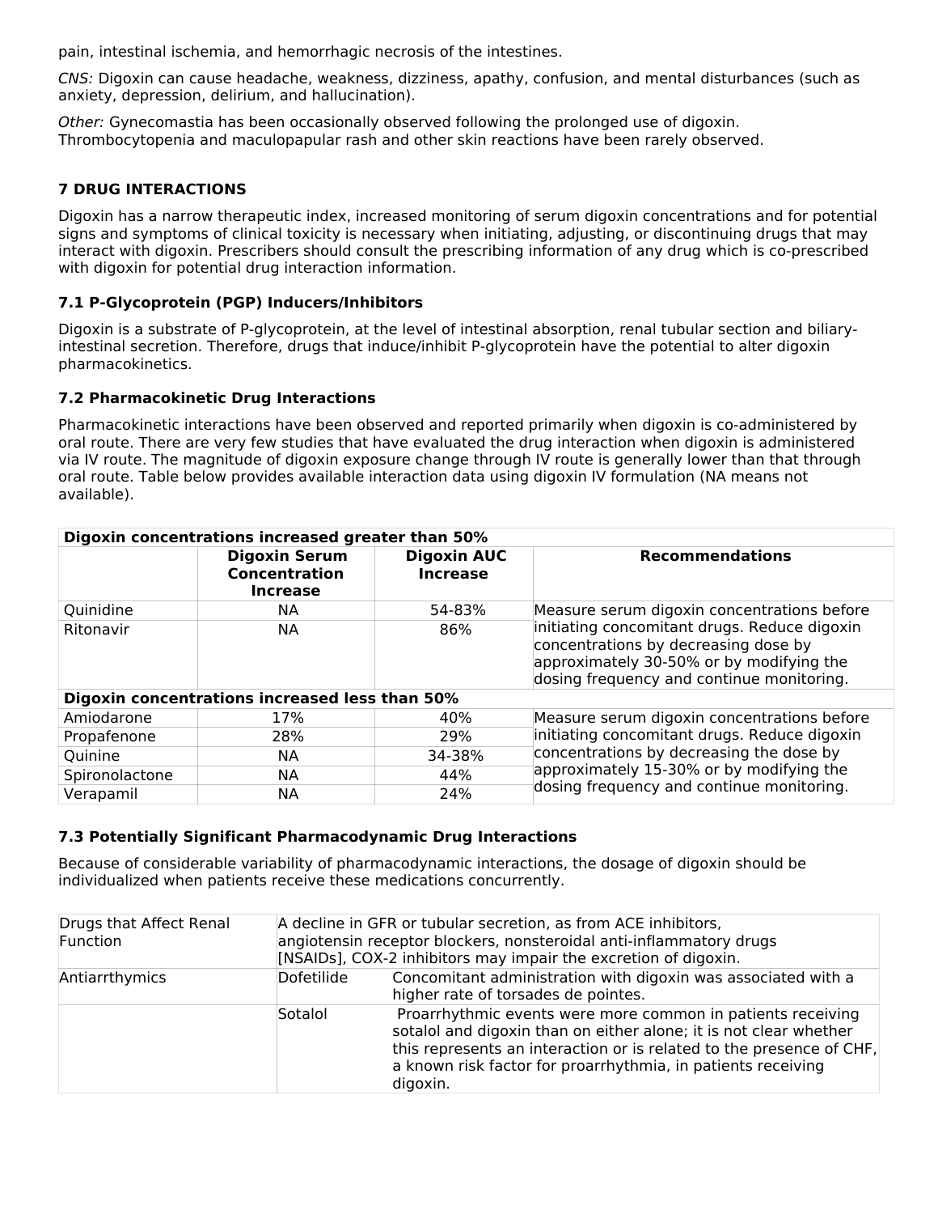pain, intestinal ischemia, and hemorrhagic necrosis of the intestines.

*CNS:* Digoxin can cause headache, weakness, dizziness, apathy, confusion, and mental disturbances (such as anxiety, depression, delirium, and hallucination).

*Other:* Gynecomastia has been occasionally observed following the prolonged use of digoxin. Thrombocytopenia and maculopapular rash and other skin reactions have been rarely observed.

## 7 DRUG INTERACTIONS

Digoxin has a narrow therapeutic index, increased monitoring of serum digoxin concentrations and for potential signs and symptoms of clinical toxicity is necessary when initiating, adjusting, or discontinuing drugs that may interact with digoxin. Prescribers should consult the prescribing information of any drug which is co-prescribed with digoxin for potential drug interaction information.

### 7.1 P-Glycoprotein (PGP) Inducers/Inhibitors

Digoxin is a substrate of P-glycoprotein, at the level of intestinal absorption, renal tubular section and biliary-intestinal secretion. Therefore, drugs that induce/inhibit P-glycoprotein have the potential to alter digoxin pharmacokinetics.

### 7.2 Pharmacokinetic Drug Interactions

Pharmacokinetic interactions have been observed and reported primarily when digoxin is co-administered by oral route. There are very few studies that have evaluated the drug interaction when digoxin is administered via IV route. The magnitude of digoxin exposure change through IV route is generally lower than that through oral route. Table below provides available interaction data using digoxin IV formulation (NA means not available).

| **Digoxin concentrations increased greater than 50%** | | | |
|---|---|---|---|
| | **Digoxin Serum Concentration Increase** | **Digoxin AUC Increase** | **Recommendations** |
| Quinidine | NA | 54-83% | Measure serum digoxin concentrations before initiating concomitant drugs. Reduce digoxin concentrations by decreasing dose by approximately 30-50% or by modifying the dosing frequency and continue monitoring. |
| Ritonavir | NA | 86% | |
| **Digoxin concentrations increased less than 50%** | | | |
| Amiodarone | 17% | 40% | Measure serum digoxin concentrations before initiating concomitant drugs. Reduce digoxin concentrations by decreasing the dose by approximately 15-30% or by modifying the dosing frequency and continue monitoring. |
| Propafenone | 28% | 29% | |
| Quinine | NA | 34-38% | |
| Spironolactone | NA | 44% | |
| Verapamil | NA | 24% | |

### 7.3 Potentially Significant Pharmacodynamic Drug Interactions

Because of considerable variability of pharmacodynamic interactions, the dosage of digoxin should be individualized when patients receive these medications concurrently.

| Drugs that Affect Renal Function | A decline in GFR or tubular secretion, as from ACE inhibitors, angiotensin receptor blockers, nonsteroidal anti-inflammatory drugs [NSAIDs], COX-2 inhibitors may impair the excretion of digoxin. | |
|---|---|---|
| Antiarrthymics | Dofetilide | Concomitant administration with digoxin was associated with a higher rate of torsades de pointes. |
| | Sotalol | Proarrhythmic events were more common in patients receiving sotalol and digoxin than on either alone; it is not clear whether this represents an interaction or is related to the presence of CHF, a known risk factor for proarrhythmia, in patients receiving digoxin. |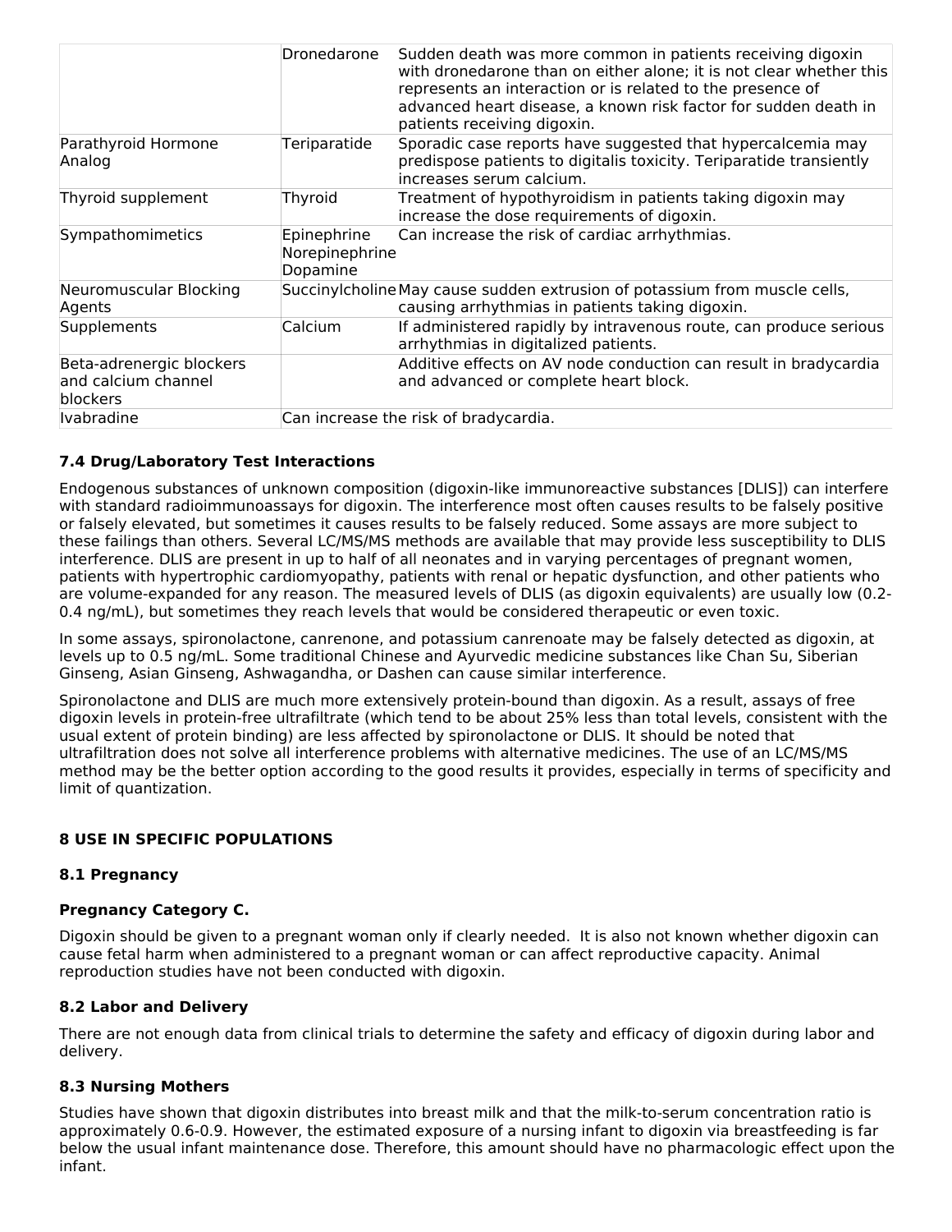|  |  |  |
|---|---|---|
|  | Dronedarone | Sudden death was more common in patients receiving digoxin with dronedarone than on either alone; it is not clear whether this represents an interaction or is related to the presence of advanced heart disease, a known risk factor for sudden death in patients receiving digoxin. |
| Parathyroid Hormone Analog | Teriparatide | Sporadic case reports have suggested that hypercalcemia may predispose patients to digitalis toxicity. Teriparatide transiently increases serum calcium. |
| Thyroid supplement | Thyroid | Treatment of hypothyroidism in patients taking digoxin may increase the dose requirements of digoxin. |
| Sympathomimetics | Epinephrine Norepinephrine Dopamine | Can increase the risk of cardiac arrhythmias. |
| Neuromuscular Blocking Agents | Succinylcholine | May cause sudden extrusion of potassium from muscle cells, causing arrhythmias in patients taking digoxin. |
| Supplements | Calcium | If administered rapidly by intravenous route, can produce serious arrhythmias in digitalized patients. |
| Beta-adrenergic blockers and calcium channel blockers |  | Additive effects on AV node conduction can result in bradycardia and advanced or complete heart block. |
| Ivabradine | Can increase the risk of bradycardia. |  |

### 7.4 Drug/Laboratory Test Interactions

Endogenous substances of unknown composition (digoxin-like immunoreactive substances [DLIS]) can interfere with standard radioimmunoassays for digoxin. The interference most often causes results to be falsely positive or falsely elevated, but sometimes it causes results to be falsely reduced. Some assays are more subject to these failings than others. Several LC/MS/MS methods are available that may provide less susceptibility to DLIS interference. DLIS are present in up to half of all neonates and in varying percentages of pregnant women, patients with hypertrophic cardiomyopathy, patients with renal or hepatic dysfunction, and other patients who are volume-expanded for any reason. The measured levels of DLIS (as digoxin equivalents) are usually low (0.2-0.4 ng/mL), but sometimes they reach levels that would be considered therapeutic or even toxic.

In some assays, spironolactone, canrenone, and potassium canrenoate may be falsely detected as digoxin, at levels up to 0.5 ng/mL. Some traditional Chinese and Ayurvedic medicine substances like Chan Su, Siberian Ginseng, Asian Ginseng, Ashwagandha, or Dashen can cause similar interference.

Spironolactone and DLIS are much more extensively protein-bound than digoxin. As a result, assays of free digoxin levels in protein-free ultrafiltrate (which tend to be about 25% less than total levels, consistent with the usual extent of protein binding) are less affected by spironolactone or DLIS. It should be noted that ultrafiltration does not solve all interference problems with alternative medicines. The use of an LC/MS/MS method may be the better option according to the good results it provides, especially in terms of specificity and limit of quantization.

## 8 USE IN SPECIFIC POPULATIONS

### 8.1 Pregnancy

**Pregnancy Category C.**

Digoxin should be given to a pregnant woman only if clearly needed. It is also not known whether digoxin can cause fetal harm when administered to a pregnant woman or can affect reproductive capacity. Animal reproduction studies have not been conducted with digoxin.

### 8.2 Labor and Delivery

There are not enough data from clinical trials to determine the safety and efficacy of digoxin during labor and delivery.

### 8.3 Nursing Mothers

Studies have shown that digoxin distributes into breast milk and that the milk-to-serum concentration ratio is approximately 0.6-0.9. However, the estimated exposure of a nursing infant to digoxin via breastfeeding is far below the usual infant maintenance dose. Therefore, this amount should have no pharmacologic effect upon the infant.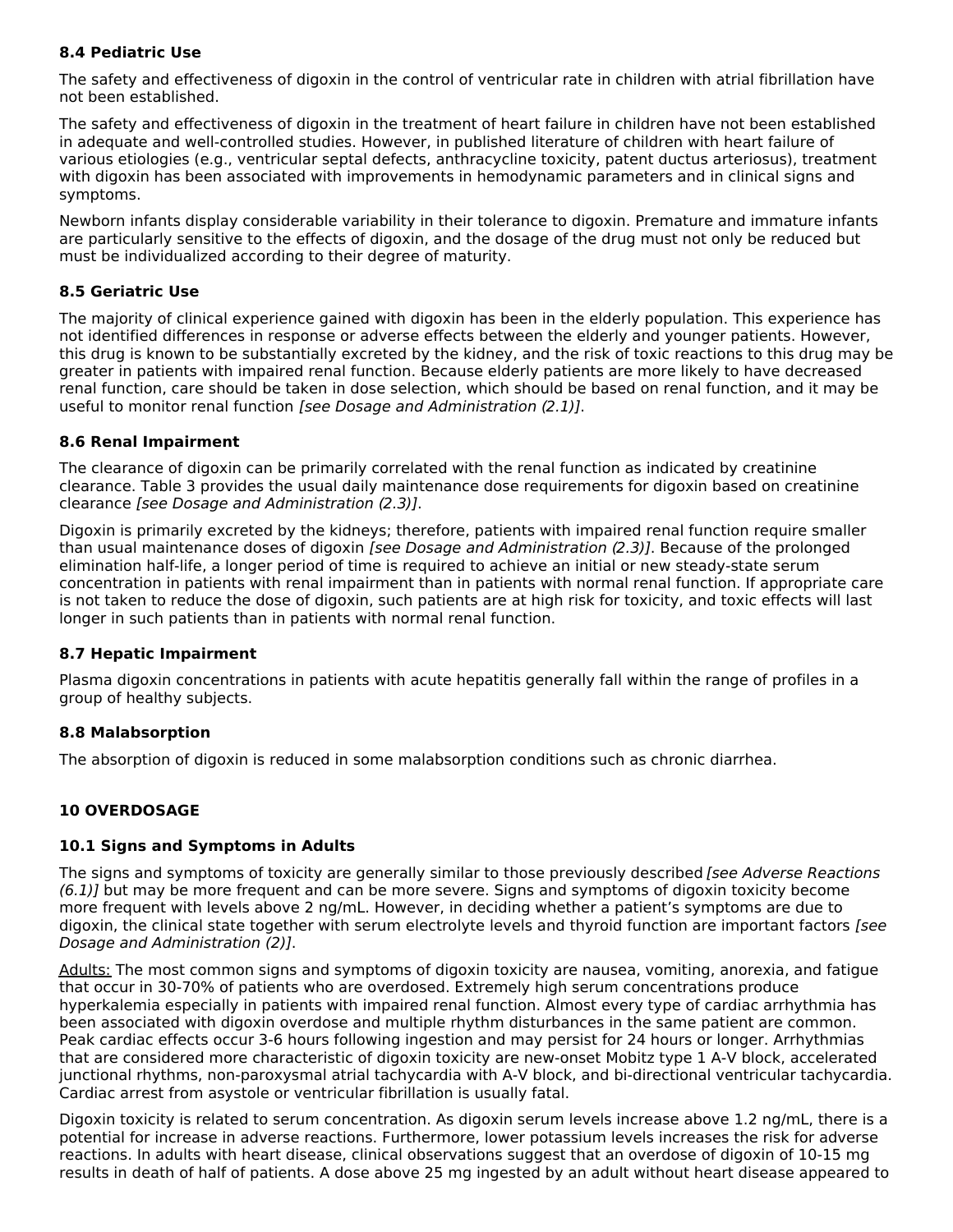### 8.4 Pediatric Use

The safety and effectiveness of digoxin in the control of ventricular rate in children with atrial fibrillation have not been established.

The safety and effectiveness of digoxin in the treatment of heart failure in children have not been established in adequate and well-controlled studies. However, in published literature of children with heart failure of various etiologies (e.g., ventricular septal defects, anthracycline toxicity, patent ductus arteriosus), treatment with digoxin has been associated with improvements in hemodynamic parameters and in clinical signs and symptoms.

Newborn infants display considerable variability in their tolerance to digoxin. Premature and immature infants are particularly sensitive to the effects of digoxin, and the dosage of the drug must not only be reduced but must be individualized according to their degree of maturity.

### 8.5 Geriatric Use

The majority of clinical experience gained with digoxin has been in the elderly population. This experience has not identified differences in response or adverse effects between the elderly and younger patients. However, this drug is known to be substantially excreted by the kidney, and the risk of toxic reactions to this drug may be greater in patients with impaired renal function. Because elderly patients are more likely to have decreased renal function, care should be taken in dose selection, which should be based on renal function, and it may be useful to monitor renal function *[see Dosage and Administration (2.1)]*.

### 8.6 Renal Impairment

The clearance of digoxin can be primarily correlated with the renal function as indicated by creatinine clearance. Table 3 provides the usual daily maintenance dose requirements for digoxin based on creatinine clearance *[see Dosage and Administration (2.3)]*.

Digoxin is primarily excreted by the kidneys; therefore, patients with impaired renal function require smaller than usual maintenance doses of digoxin *[see Dosage and Administration (2.3)]*. Because of the prolonged elimination half-life, a longer period of time is required to achieve an initial or new steady-state serum concentration in patients with renal impairment than in patients with normal renal function. If appropriate care is not taken to reduce the dose of digoxin, such patients are at high risk for toxicity, and toxic effects will last longer in such patients than in patients with normal renal function.

### 8.7 Hepatic Impairment

Plasma digoxin concentrations in patients with acute hepatitis generally fall within the range of profiles in a group of healthy subjects.

### 8.8 Malabsorption

The absorption of digoxin is reduced in some malabsorption conditions such as chronic diarrhea.

## 10 OVERDOSAGE

### 10.1 Signs and Symptoms in Adults

The signs and symptoms of toxicity are generally similar to those previously described *[see Adverse Reactions (6.1)]* but may be more frequent and can be more severe. Signs and symptoms of digoxin toxicity become more frequent with levels above 2 ng/mL. However, in deciding whether a patient's symptoms are due to digoxin, the clinical state together with serum electrolyte levels and thyroid function are important factors *[see Dosage and Administration (2)]*.

Adults: The most common signs and symptoms of digoxin toxicity are nausea, vomiting, anorexia, and fatigue that occur in 30-70% of patients who are overdosed. Extremely high serum concentrations produce hyperkalemia especially in patients with impaired renal function. Almost every type of cardiac arrhythmia has been associated with digoxin overdose and multiple rhythm disturbances in the same patient are common. Peak cardiac effects occur 3-6 hours following ingestion and may persist for 24 hours or longer. Arrhythmias that are considered more characteristic of digoxin toxicity are new-onset Mobitz type 1 A-V block, accelerated junctional rhythms, non-paroxysmal atrial tachycardia with A-V block, and bi-directional ventricular tachycardia. Cardiac arrest from asystole or ventricular fibrillation is usually fatal.

Digoxin toxicity is related to serum concentration. As digoxin serum levels increase above 1.2 ng/mL, there is a potential for increase in adverse reactions. Furthermore, lower potassium levels increases the risk for adverse reactions. In adults with heart disease, clinical observations suggest that an overdose of digoxin of 10-15 mg results in death of half of patients. A dose above 25 mg ingested by an adult without heart disease appeared to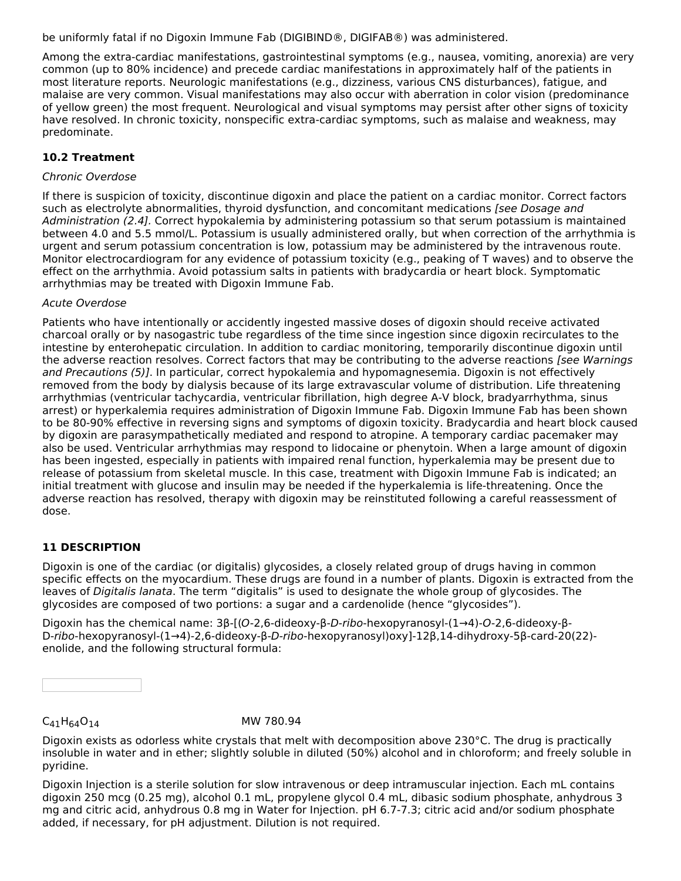be uniformly fatal if no Digoxin Immune Fab (DIGIBIND®, DIGIFAB®) was administered.

Among the extra-cardiac manifestations, gastrointestinal symptoms (e.g., nausea, vomiting, anorexia) are very common (up to 80% incidence) and precede cardiac manifestations in approximately half of the patients in most literature reports. Neurologic manifestations (e.g., dizziness, various CNS disturbances), fatigue, and malaise are very common. Visual manifestations may also occur with aberration in color vision (predominance of yellow green) the most frequent. Neurological and visual symptoms may persist after other signs of toxicity have resolved. In chronic toxicity, nonspecific extra-cardiac symptoms, such as malaise and weakness, may predominate.

### 10.2 Treatment

*Chronic Overdose*

If there is suspicion of toxicity, discontinue digoxin and place the patient on a cardiac monitor. Correct factors such as electrolyte abnormalities, thyroid dysfunction, and concomitant medications *[see Dosage and Administration (2.4)].* Correct hypokalemia by administering potassium so that serum potassium is maintained between 4.0 and 5.5 mmol/L. Potassium is usually administered orally, but when correction of the arrhythmia is urgent and serum potassium concentration is low, potassium may be administered by the intravenous route. Monitor electrocardiogram for any evidence of potassium toxicity (e.g., peaking of T waves) and to observe the effect on the arrhythmia. Avoid potassium salts in patients with bradycardia or heart block. Symptomatic arrhythmias may be treated with Digoxin Immune Fab.

*Acute Overdose*

Patients who have intentionally or accidently ingested massive doses of digoxin should receive activated charcoal orally or by nasogastric tube regardless of the time since ingestion since digoxin recirculates to the intestine by enterohepatic circulation. In addition to cardiac monitoring, temporarily discontinue digoxin until the adverse reaction resolves. Correct factors that may be contributing to the adverse reactions *[see Warnings and Precautions (5)]*. In particular, correct hypokalemia and hypomagnesemia. Digoxin is not effectively removed from the body by dialysis because of its large extravascular volume of distribution. Life threatening arrhythmias (ventricular tachycardia, ventricular fibrillation, high degree A-V block, bradyarrhythma, sinus arrest) or hyperkalemia requires administration of Digoxin Immune Fab. Digoxin Immune Fab has been shown to be 80-90% effective in reversing signs and symptoms of digoxin toxicity. Bradycardia and heart block caused by digoxin are parasympathetically mediated and respond to atropine. A temporary cardiac pacemaker may also be used. Ventricular arrhythmias may respond to lidocaine or phenytoin. When a large amount of digoxin has been ingested, especially in patients with impaired renal function, hyperkalemia may be present due to release of potassium from skeletal muscle. In this case, treatment with Digoxin Immune Fab is indicated; an initial treatment with glucose and insulin may be needed if the hyperkalemia is life-threatening. Once the adverse reaction has resolved, therapy with digoxin may be reinstituted following a careful reassessment of dose.

## 11 DESCRIPTION

Digoxin is one of the cardiac (or digitalis) glycosides, a closely related group of drugs having in common specific effects on the myocardium. These drugs are found in a number of plants. Digoxin is extracted from the leaves of *Digitalis lanata*. The term “digitalis” is used to designate the whole group of glycosides. The glycosides are composed of two portions: a sugar and a cardenolide (hence “glycosides”).

Digoxin has the chemical name: 3β-[(*O*-2,6-dideoxy-β-*D-ribo*-hexopyranosyl-(1→4)-*O*-2,6-dideoxy-β-D-*ribo*-hexopyranosyl-(1→4)-2,6-dideoxy-β-*D-ribo*-hexopyranosyl)oxy]-12β,14-dihydroxy-5β-card-20(22)-enolide, and the following structural formula:

$C_{41}H_{64}O_{14}$ MW 780.94

Digoxin exists as odorless white crystals that melt with decomposition above 230°C. The drug is practically insoluble in water and in ether; slightly soluble in diluted (50%) alcohol and in chloroform; and freely soluble in pyridine.

Digoxin Injection is a sterile solution for slow intravenous or deep intramuscular injection. Each mL contains digoxin 250 mcg (0.25 mg), alcohol 0.1 mL, propylene glycol 0.4 mL, dibasic sodium phosphate, anhydrous 3 mg and citric acid, anhydrous 0.8 mg in Water for Injection. pH 6.7-7.3; citric acid and/or sodium phosphate added, if necessary, for pH adjustment. Dilution is not required.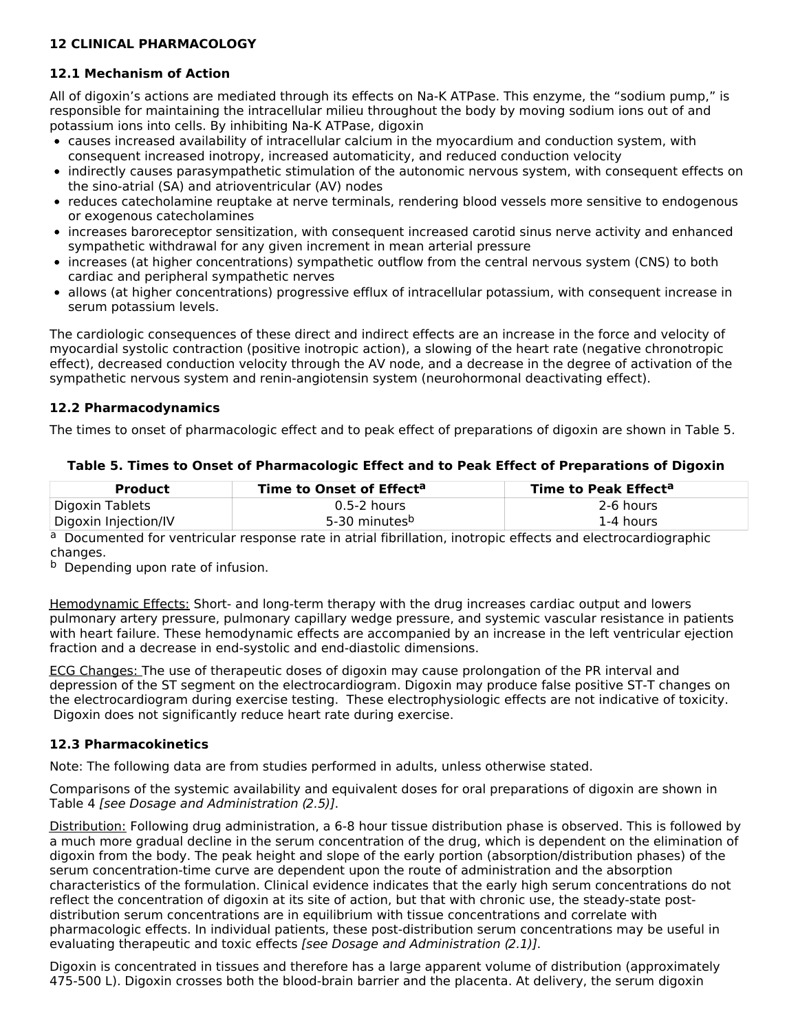## 12 CLINICAL PHARMACOLOGY

### 12.1 Mechanism of Action

All of digoxin's actions are mediated through its effects on Na-K ATPase. This enzyme, the "sodium pump," is responsible for maintaining the intracellular milieu throughout the body by moving sodium ions out of and potassium ions into cells. By inhibiting Na-K ATPase, digoxin

- causes increased availability of intracellular calcium in the myocardium and conduction system, with consequent increased inotropy, increased automaticity, and reduced conduction velocity
- indirectly causes parasympathetic stimulation of the autonomic nervous system, with consequent effects on the sino-atrial (SA) and atrioventricular (AV) nodes
- reduces catecholamine reuptake at nerve terminals, rendering blood vessels more sensitive to endogenous or exogenous catecholamines
- increases baroreceptor sensitization, with consequent increased carotid sinus nerve activity and enhanced sympathetic withdrawal for any given increment in mean arterial pressure
- increases (at higher concentrations) sympathetic outflow from the central nervous system (CNS) to both cardiac and peripheral sympathetic nerves
- allows (at higher concentrations) progressive efflux of intracellular potassium, with consequent increase in serum potassium levels.

The cardiologic consequences of these direct and indirect effects are an increase in the force and velocity of myocardial systolic contraction (positive inotropic action), a slowing of the heart rate (negative chronotropic effect), decreased conduction velocity through the AV node, and a decrease in the degree of activation of the sympathetic nervous system and renin-angiotensin system (neurohormonal deactivating effect).

### 12.2 Pharmacodynamics

The times to onset of pharmacologic effect and to peak effect of preparations of digoxin are shown in Table 5.

**Table 5. Times to Onset of Pharmacologic Effect and to Peak Effect of Preparations of Digoxin**

| Product | Time to Onset of Effect[a] | Time to Peak Effect[a] |
|---|---|---|
| Digoxin Tablets | 0.5-2 hours | 2-6 hours |
| Digoxin Injection/IV | 5-30 minutes[b] | 1-4 hours |

[a] Documented for ventricular response rate in atrial fibrillation, inotropic effects and electrocardiographic changes.

[b] Depending upon rate of infusion.

Hemodynamic Effects: Short- and long-term therapy with the drug increases cardiac output and lowers pulmonary artery pressure, pulmonary capillary wedge pressure, and systemic vascular resistance in patients with heart failure. These hemodynamic effects are accompanied by an increase in the left ventricular ejection fraction and a decrease in end-systolic and end-diastolic dimensions.

ECG Changes: The use of therapeutic doses of digoxin may cause prolongation of the PR interval and depression of the ST segment on the electrocardiogram. Digoxin may produce false positive ST-T changes on the electrocardiogram during exercise testing. These electrophysiologic effects are not indicative of toxicity. Digoxin does not significantly reduce heart rate during exercise.

### 12.3 Pharmacokinetics

Note: The following data are from studies performed in adults, unless otherwise stated.

Comparisons of the systemic availability and equivalent doses for oral preparations of digoxin are shown in Table 4 *[see Dosage and Administration (2.5)]*.

Distribution: Following drug administration, a 6-8 hour tissue distribution phase is observed. This is followed by a much more gradual decline in the serum concentration of the drug, which is dependent on the elimination of digoxin from the body. The peak height and slope of the early portion (absorption/distribution phases) of the serum concentration-time curve are dependent upon the route of administration and the absorption characteristics of the formulation. Clinical evidence indicates that the early high serum concentrations do not reflect the concentration of digoxin at its site of action, but that with chronic use, the steady-state post-distribution serum concentrations are in equilibrium with tissue concentrations and correlate with pharmacologic effects. In individual patients, these post-distribution serum concentrations may be useful in evaluating therapeutic and toxic effects *[see Dosage and Administration (2.1)]*.

Digoxin is concentrated in tissues and therefore has a large apparent volume of distribution (approximately 475-500 L). Digoxin crosses both the blood-brain barrier and the placenta. At delivery, the serum digoxin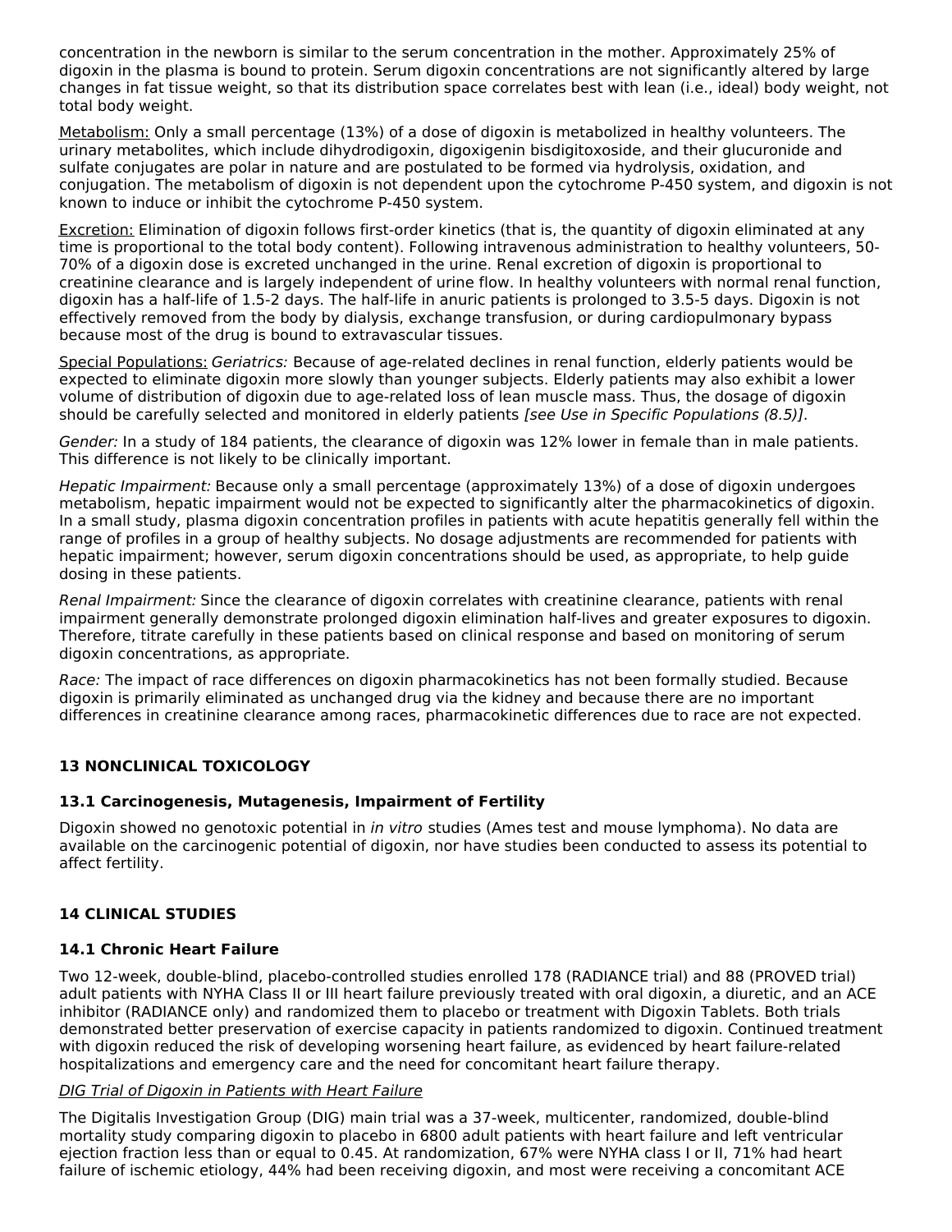concentration in the newborn is similar to the serum concentration in the mother. Approximately 25% of digoxin in the plasma is bound to protein. Serum digoxin concentrations are not significantly altered by large changes in fat tissue weight, so that its distribution space correlates best with lean (i.e., ideal) body weight, not total body weight.

Metabolism: Only a small percentage (13%) of a dose of digoxin is metabolized in healthy volunteers. The urinary metabolites, which include dihydrodigoxin, digoxigenin bisdigitoxoside, and their glucuronide and sulfate conjugates are polar in nature and are postulated to be formed via hydrolysis, oxidation, and conjugation. The metabolism of digoxin is not dependent upon the cytochrome P-450 system, and digoxin is not known to induce or inhibit the cytochrome P-450 system.

Excretion: Elimination of digoxin follows first-order kinetics (that is, the quantity of digoxin eliminated at any time is proportional to the total body content). Following intravenous administration to healthy volunteers, 50-70% of a digoxin dose is excreted unchanged in the urine. Renal excretion of digoxin is proportional to creatinine clearance and is largely independent of urine flow. In healthy volunteers with normal renal function, digoxin has a half-life of 1.5-2 days. The half-life in anuric patients is prolonged to 3.5-5 days. Digoxin is not effectively removed from the body by dialysis, exchange transfusion, or during cardiopulmonary bypass because most of the drug is bound to extravascular tissues.

Special Populations: *Geriatrics:* Because of age-related declines in renal function, elderly patients would be expected to eliminate digoxin more slowly than younger subjects. Elderly patients may also exhibit a lower volume of distribution of digoxin due to age-related loss of lean muscle mass. Thus, the dosage of digoxin should be carefully selected and monitored in elderly patients *[see Use in Specific Populations (8.5)]*.

*Gender:* In a study of 184 patients, the clearance of digoxin was 12% lower in female than in male patients. This difference is not likely to be clinically important.

*Hepatic Impairment:* Because only a small percentage (approximately 13%) of a dose of digoxin undergoes metabolism, hepatic impairment would not be expected to significantly alter the pharmacokinetics of digoxin. In a small study, plasma digoxin concentration profiles in patients with acute hepatitis generally fell within the range of profiles in a group of healthy subjects. No dosage adjustments are recommended for patients with hepatic impairment; however, serum digoxin concentrations should be used, as appropriate, to help guide dosing in these patients.

*Renal Impairment:* Since the clearance of digoxin correlates with creatinine clearance, patients with renal impairment generally demonstrate prolonged digoxin elimination half-lives and greater exposures to digoxin. Therefore, titrate carefully in these patients based on clinical response and based on monitoring of serum digoxin concentrations, as appropriate.

*Race:* The impact of race differences on digoxin pharmacokinetics has not been formally studied. Because digoxin is primarily eliminated as unchanged drug via the kidney and because there are no important differences in creatinine clearance among races, pharmacokinetic differences due to race are not expected.

## 13 NONCLINICAL TOXICOLOGY

### 13.1 Carcinogenesis, Mutagenesis, Impairment of Fertility

Digoxin showed no genotoxic potential in *in vitro* studies (Ames test and mouse lymphoma). No data are available on the carcinogenic potential of digoxin, nor have studies been conducted to assess its potential to affect fertility.

## 14 CLINICAL STUDIES

### 14.1 Chronic Heart Failure

Two 12-week, double-blind, placebo-controlled studies enrolled 178 (RADIANCE trial) and 88 (PROVED trial) adult patients with NYHA Class II or III heart failure previously treated with oral digoxin, a diuretic, and an ACE inhibitor (RADIANCE only) and randomized them to placebo or treatment with Digoxin Tablets. Both trials demonstrated better preservation of exercise capacity in patients randomized to digoxin. Continued treatment with digoxin reduced the risk of developing worsening heart failure, as evidenced by heart failure-related hospitalizations and emergency care and the need for concomitant heart failure therapy.

*DIG Trial of Digoxin in Patients with Heart Failure*

The Digitalis Investigation Group (DIG) main trial was a 37-week, multicenter, randomized, double-blind mortality study comparing digoxin to placebo in 6800 adult patients with heart failure and left ventricular ejection fraction less than or equal to 0.45. At randomization, 67% were NYHA class I or II, 71% had heart failure of ischemic etiology, 44% had been receiving digoxin, and most were receiving a concomitant ACE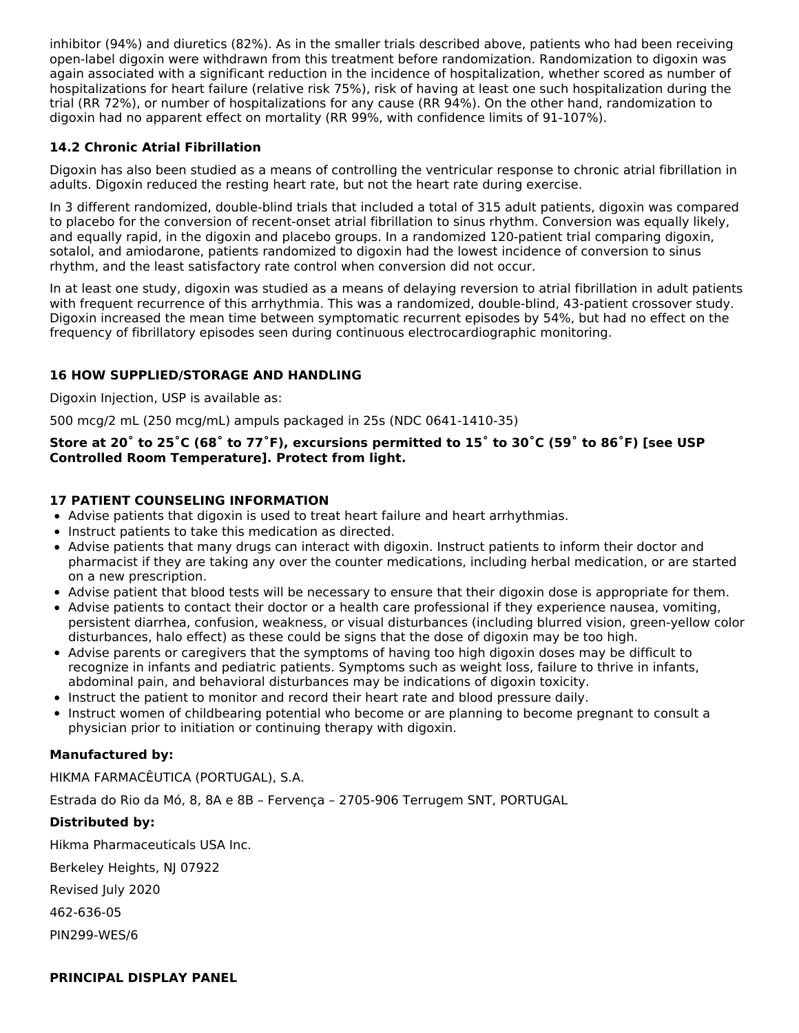inhibitor (94%) and diuretics (82%). As in the smaller trials described above, patients who had been receiving open-label digoxin were withdrawn from this treatment before randomization. Randomization to digoxin was again associated with a significant reduction in the incidence of hospitalization, whether scored as number of hospitalizations for heart failure (relative risk 75%), risk of having at least one such hospitalization during the trial (RR 72%), or number of hospitalizations for any cause (RR 94%). On the other hand, randomization to digoxin had no apparent effect on mortality (RR 99%, with confidence limits of 91-107%).

### 14.2 Chronic Atrial Fibrillation

Digoxin has also been studied as a means of controlling the ventricular response to chronic atrial fibrillation in adults. Digoxin reduced the resting heart rate, but not the heart rate during exercise.

In 3 different randomized, double-blind trials that included a total of 315 adult patients, digoxin was compared to placebo for the conversion of recent-onset atrial fibrillation to sinus rhythm. Conversion was equally likely, and equally rapid, in the digoxin and placebo groups. In a randomized 120-patient trial comparing digoxin, sotalol, and amiodarone, patients randomized to digoxin had the lowest incidence of conversion to sinus rhythm, and the least satisfactory rate control when conversion did not occur.

In at least one study, digoxin was studied as a means of delaying reversion to atrial fibrillation in adult patients with frequent recurrence of this arrhythmia. This was a randomized, double-blind, 43-patient crossover study. Digoxin increased the mean time between symptomatic recurrent episodes by 54%, but had no effect on the frequency of fibrillatory episodes seen during continuous electrocardiographic monitoring.

## 16 HOW SUPPLIED/STORAGE AND HANDLING

Digoxin Injection, USP is available as:

500 mcg/2 mL (250 mcg/mL) ampuls packaged in 25s (NDC 0641-1410-35)

**Store at 20˚ to 25˚C (68˚ to 77˚F), excursions permitted to 15˚ to 30˚C (59˚ to 86˚F) [see USP Controlled Room Temperature]. Protect from light.**

## 17 PATIENT COUNSELING INFORMATION

- Advise patients that digoxin is used to treat heart failure and heart arrhythmias.
- Instruct patients to take this medication as directed.
- Advise patients that many drugs can interact with digoxin. Instruct patients to inform their doctor and pharmacist if they are taking any over the counter medications, including herbal medication, or are started on a new prescription.
- Advise patient that blood tests will be necessary to ensure that their digoxin dose is appropriate for them.
- Advise patients to contact their doctor or a health care professional if they experience nausea, vomiting, persistent diarrhea, confusion, weakness, or visual disturbances (including blurred vision, green-yellow color disturbances, halo effect) as these could be signs that the dose of digoxin may be too high.
- Advise parents or caregivers that the symptoms of having too high digoxin doses may be difficult to recognize in infants and pediatric patients. Symptoms such as weight loss, failure to thrive in infants, abdominal pain, and behavioral disturbances may be indications of digoxin toxicity.
- Instruct the patient to monitor and record their heart rate and blood pressure daily.
- Instruct women of childbearing potential who become or are planning to become pregnant to consult a physician prior to initiation or continuing therapy with digoxin.

**Manufactured by:**

HIKMA FARMACÊUTICA (PORTUGAL), S.A.

Estrada do Rio da Mó, 8, 8A e 8B – Fervença – 2705-906 Terrugem SNT, PORTUGAL

**Distributed by:**

Hikma Pharmaceuticals USA Inc.

Berkeley Heights, NJ 07922

Revised July 2020

462-636-05

PIN299-WES/6

**PRINCIPAL DISPLAY PANEL**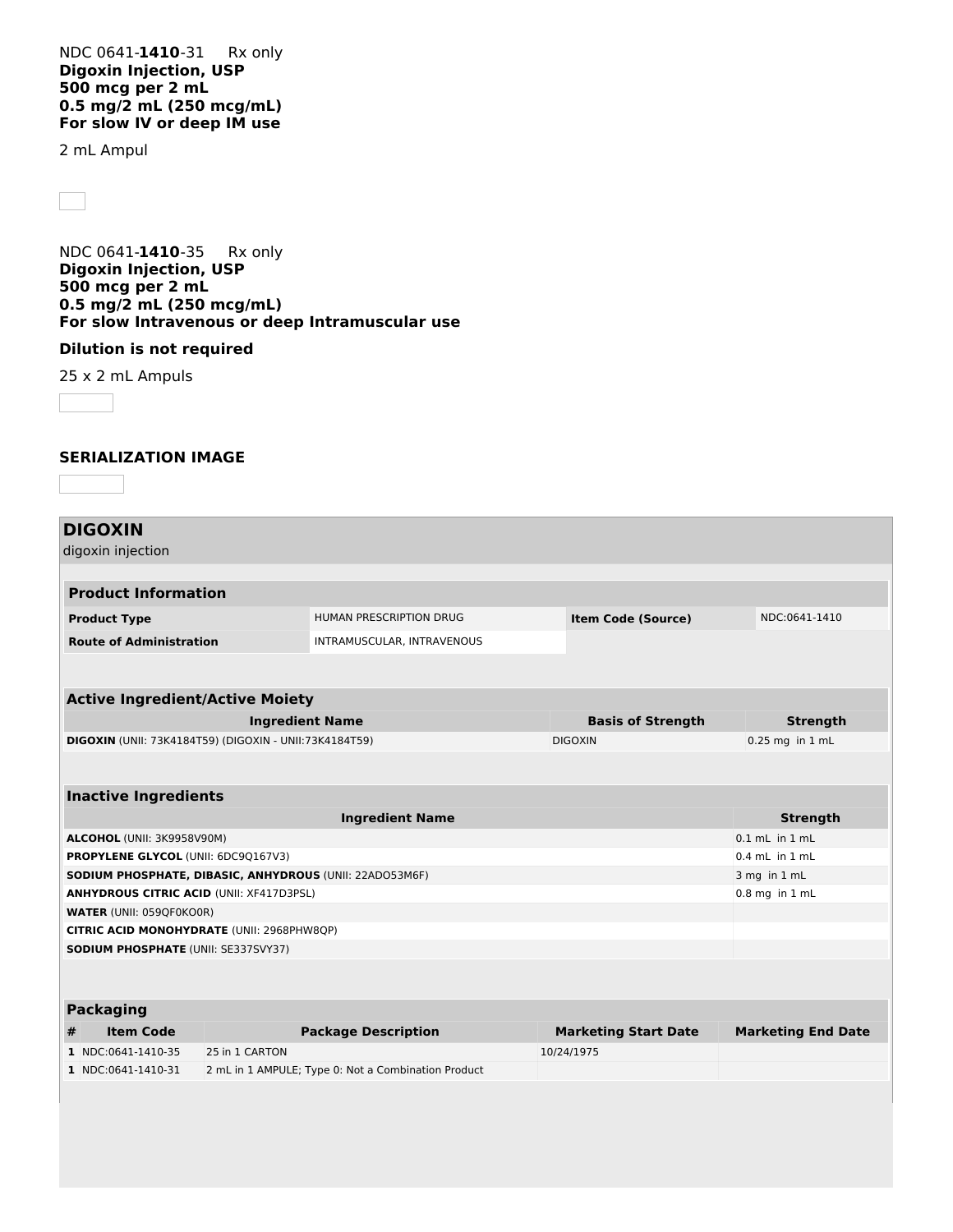NDC 0641-**1410**-31 Rx only
**Digoxin Injection, USP**
**500 mcg per 2 mL**
**0.5 mg/2 mL (250 mcg/mL)**
**For slow IV or deep IM use**

2 mL Ampul

NDC 0641-**1410**-35 Rx only
**Digoxin Injection, USP**
**500 mcg per 2 mL**
**0.5 mg/2 mL (250 mcg/mL)**
**For slow Intravenous or deep Intramuscular use**

**Dilution is not required**

25 x 2 mL Ampuls

**SERIALIZATION IMAGE**

## DIGOXIN

digoxin injection

| Product Information | | | |
|---|---|---|---|
| **Product Type** | HUMAN PRESCRIPTION DRUG | **Item Code (Source)** | NDC:0641-1410 |
| **Route of Administration** | INTRAMUSCULAR, INTRAVENOUS | | |

| Active Ingredient/Active Moiety | | |
|---|---|---|
| **Ingredient Name** | **Basis of Strength** | **Strength** |
| **DIGOXIN** (UNII: 73K4184T59) (DIGOXIN - UNII:73K4184T59) | DIGOXIN | 0.25 mg in 1 mL |

| Inactive Ingredients | |
|---|---|
| **Ingredient Name** | **Strength** |
| **ALCOHOL** (UNII: 3K9958V90M) | 0.1 mL in 1 mL |
| **PROPYLENE GLYCOL** (UNII: 6DC9Q167V3) | 0.4 mL in 1 mL |
| **SODIUM PHOSPHATE, DIBASIC, ANHYDROUS** (UNII: 22ADO53M6F) | 3 mg in 1 mL |
| **ANHYDROUS CITRIC ACID** (UNII: XF417D3PSL) | 0.8 mg in 1 mL |
| **WATER** (UNII: 059QF0KO0R) | |
| **CITRIC ACID MONOHYDRATE** (UNII: 2968PHW8QP) | |
| **SODIUM PHOSPHATE** (UNII: SE337SVY37) | |

| Packaging | | | | |
|---|---|---|---|---|
| **#** | **Item Code** | **Package Description** | **Marketing Start Date** | **Marketing End Date** |
| **1** | NDC:0641-1410-35 | 25 in 1 CARTON | 10/24/1975 | |
| **1** | NDC:0641-1410-31 | 2 mL in 1 AMPULE; Type 0: Not a Combination Product | | |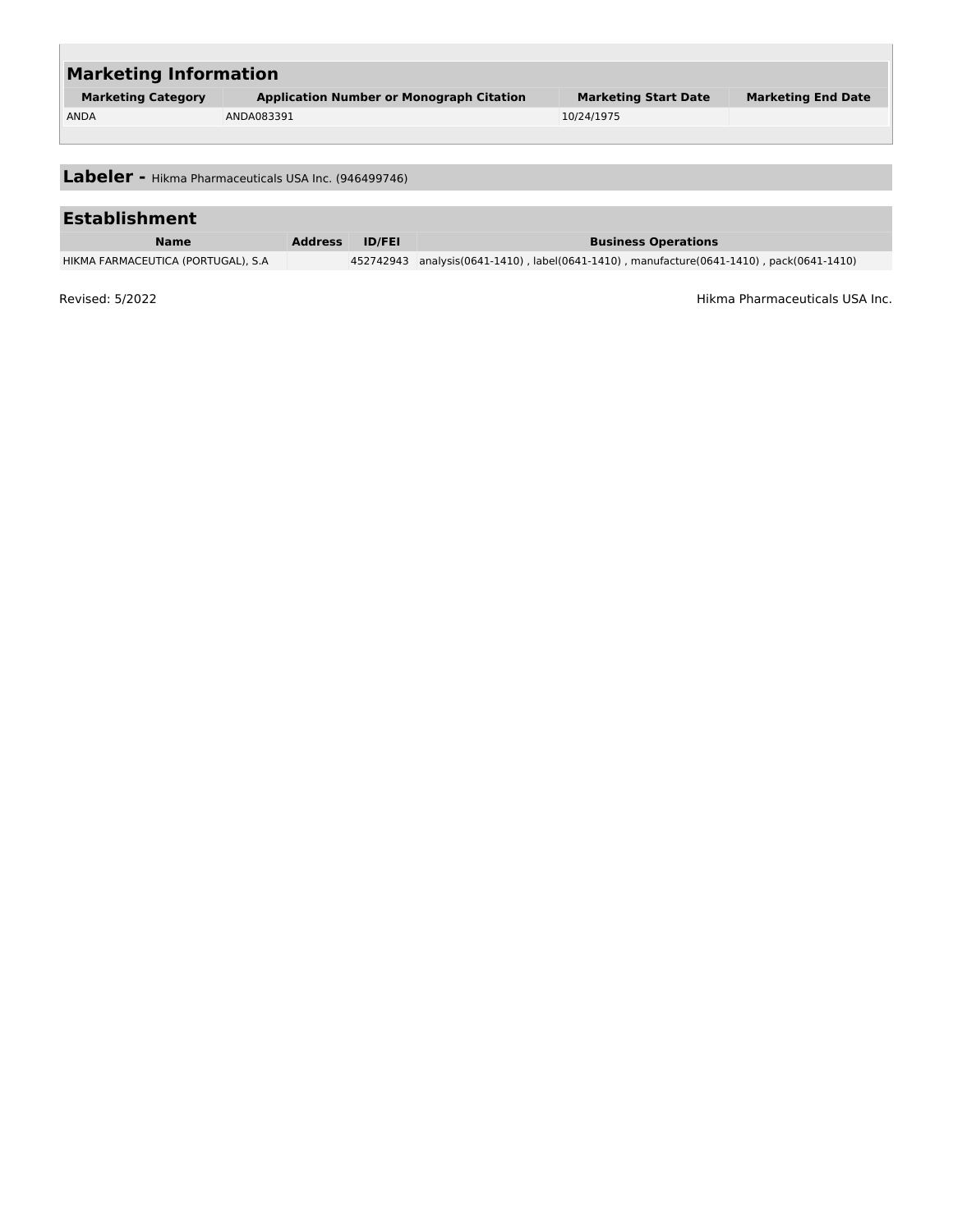## Marketing Information

| Marketing Category | Application Number or Monograph Citation | Marketing Start Date | Marketing End Date |
|---|---|---|---|
| ANDA | ANDA083391 | 10/24/1975 | |

## Labeler - Hikma Pharmaceuticals USA Inc. (946499746)

## Establishment

| Name | Address | ID/FEI | Business Operations |
|---|---|---|---|
| HIKMA FARMACEUTICA (PORTUGAL), S.A | | 452742943 | analysis(0641-1410) , label(0641-1410) , manufacture(0641-1410) , pack(0641-1410) |

Revised: 5/2022

Hikma Pharmaceuticals USA Inc.